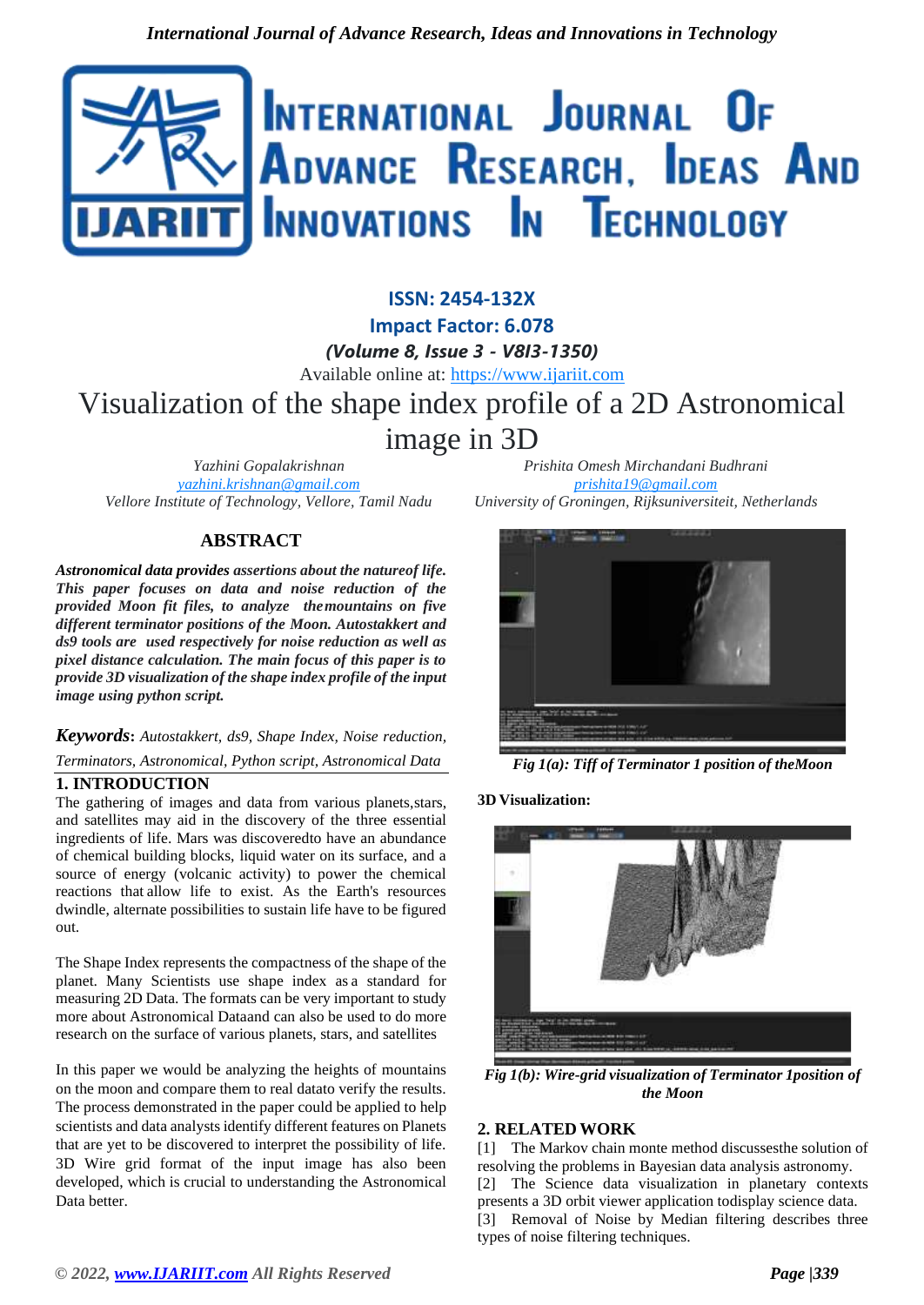# Visualization of the shape index profile of a 2D Astronomical image in 3D

*Yazhini Gopalakrishnan*
yazhini.krishnan@gmail.com
*Vellore Institute of Technology, Vellore, Tamil Nadu*

*Prishita Omesh Mirchandani Budhrani*
prishita19@gmail.com
*University of Groningen, Rijksuniversiteit, Netherlands*

## ABSTRACT

***Astronomical data provides assertions about the natureof life. This paper focuses on data and noise reduction of the provided Moon fit files, to analyze themountains on five different terminator positions of the Moon. Autostakkert and ds9 tools are used respectively for noise reduction as well as pixel distance calculation. The main focus of this paper is to provide 3D visualization of the shape index profile of the input image using python script.***

***Keywords**: Autostakkert, ds9, Shape Index, Noise reduction, Terminators, Astronomical, Python script, Astronomical Data*

## 1. INTRODUCTION

The gathering of images and data from various planets,stars, and satellites may aid in the discovery of the three essential ingredients of life. Mars was discoveredto have an abundance of chemical building blocks, liquid water on its surface, and a source of energy (volcanic activity) to power the chemical reactions that allow life to exist. As the Earth's resources dwindle, alternate possibilities to sustain life have to be figured out.

The Shape Index represents the compactness of the shape of the planet. Many Scientists use shape index as a standard for measuring 2D Data. The formats can be very important to study more about Astronomical Dataand can also be used to do more research on the surface of various planets, stars, and satellites

In this paper we would be analyzing the heights of mountains on the moon and compare them to real datato verify the results. The process demonstrated in the paper could be applied to help scientists and data analysts identify different features on Planets that are yet to be discovered to interpret the possibility of life. 3D Wire grid format of the input image has also been developed, which is crucial to understanding the Astronomical Data better.

*Fig 1(a): Tiff of Terminator 1 position of theMoon*

**3D Visualization:**

*Fig 1(b): Wire-grid visualization of Terminator 1position of the Moon*

## 2. RELATED WORK

[1] The Markov chain monte method discussesthe solution of resolving the problems in Bayesian data analysis astronomy.
[2] The Science data visualization in planetary contexts presents a 3D orbit viewer application todisplay science data.
[3] Removal of Noise by Median filtering describes three types of noise filtering techniques.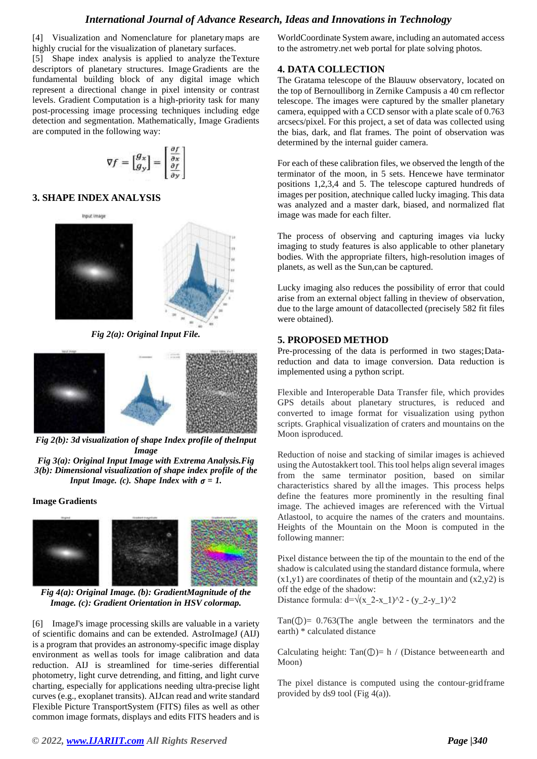[4] Visualization and Nomenclature for planetary maps are highly crucial for the visualization of planetary surfaces.

[5] Shape index analysis is applied to analyze the Texture descriptors of planetary structures. Image Gradients are the fundamental building block of any digital image which represent a directional change in pixel intensity or contrast levels. Gradient Computation is a high-priority task for many post-processing image processing techniques including edge detection and segmentation. Mathematically, Image Gradients are computed in the following way:

$$\nabla f = \begin{bmatrix} g_x \\ g_y \end{bmatrix} = \begin{bmatrix} \frac{\partial f}{\partial x} \\ \frac{\partial f}{\partial y} \end{bmatrix}$$

## 3. SHAPE INDEX ANALYSIS

*Fig 2(a): Original Input File.*

*Fig 2(b): 3d visualization of shape Index profile of theInput Image*

*Fig 3(a): Original Input Image with Extrema Analysis.Fig 3(b): Dimensional visualization of shape index profile of the Input Image. (c). Shape Index with σ = 1.*

**Image Gradients**

*Fig 4(a): Original Image. (b): GradientMagnitude of the Image. (c): Gradient Orientation in HSV colormap.*

[6] ImageJ's image processing skills are valuable in a variety of scientific domains and can be extended. AstroImageJ (AIJ) is a program that provides an astronomy-specific image display environment as well as tools for image calibration and data reduction. AIJ is streamlined for time-series differential photometry, light curve detrending, and fitting, and light curve charting, especially for applications needing ultra-precise light curves (e.g., exoplanet transits). AIJcan read and write standard Flexible Picture TransportSystem (FITS) files as well as other common image formats, displays and edits FITS headers and is WorldCoordinate System aware, including an automated access to the astrometry.net web portal for plate solving photos.

## 4. DATA COLLECTION

The Gratama telescope of the Blauuw observatory, located on the top of Bernoulliborg in Zernike Campusis a 40 cm reflector telescope. The images were captured by the smaller planetary camera, equipped with a CCD sensor with a plate scale of 0.763 arcsecs/pixel. For this project, a set of data was collected using the bias, dark, and flat frames. The point of observation was determined by the internal guider camera.

For each of these calibration files, we observed the length of the terminator of the moon, in 5 sets. Hencewe have terminator positions 1,2,3,4 and 5. The telescope captured hundreds of images per position, atechnique called lucky imaging. This data was analyzed and a master dark, biased, and normalized flat image was made for each filter.

The process of observing and capturing images via lucky imaging to study features is also applicable to other planetary bodies. With the appropriate filters, high-resolution images of planets, as well as the Sun,can be captured.

Lucky imaging also reduces the possibility of error that could arise from an external object falling in theview of observation, due to the large amount of datacollected (precisely 582 fit files were obtained).

## 5. PROPOSED METHOD

Pre-processing of the data is performed in two stages;Data-reduction and data to image conversion. Data reduction is implemented using a python script.

Flexible and Interoperable Data Transfer file, which provides GPS details about planetary structures, is reduced and converted to image format for visualization using python scripts. Graphical visualization of craters and mountains on the Moon isproduced.

Reduction of noise and stacking of similar images is achieved using the Autostakkert tool. This tool helps align several images from the same terminator position, based on similar characteristics shared by all the images. This process helps define the features more prominently in the resulting final image. The achieved images are referenced with the Virtual Atlastool, to acquire the names of the craters and mountains. Heights of the Mountain on the Moon is computed in the following manner:

Pixel distance between the tip of the mountain to the end of the shadow is calculated using the standard distance formula, where (x1,y1) are coordinates of thetip of the mountain and (x2,y2) is off the edge of the shadow:

Distance formula: d=√(x_2-x_1)^2 - (y_2-y_1)^2

Tan(Ⓓ)= 0.763(The angle between the terminators and the earth) * calculated distance

Calculating height: Tan(Ⓓ)= h / (Distance betweenearth and Moon)

The pixel distance is computed using the contour-gridframe provided by ds9 tool (Fig 4(a)).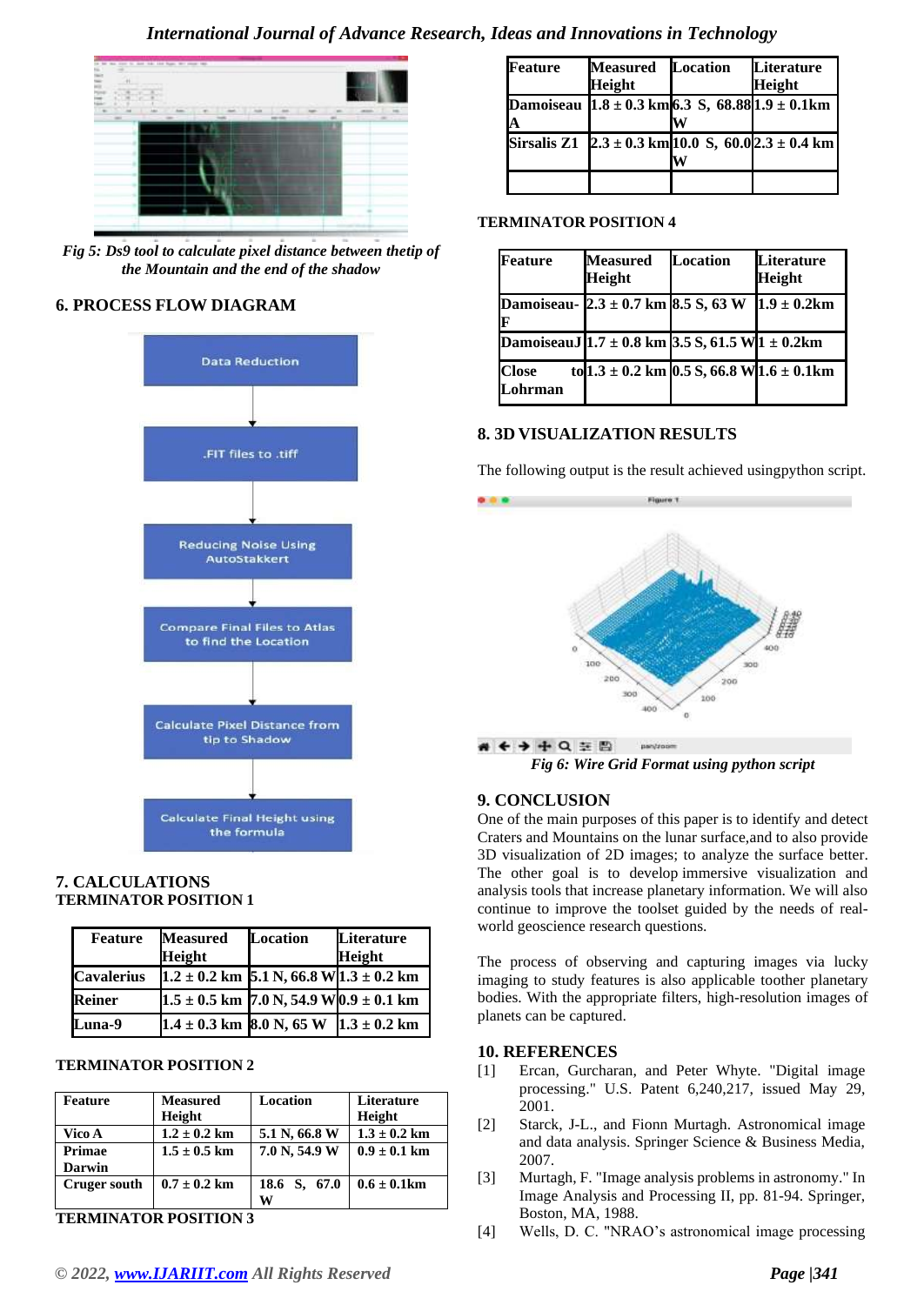*Fig 5: Ds9 tool to calculate pixel distance between thetip of the Mountain and the end of the shadow*

## 6. PROCESS FLOW DIAGRAM

Data Reduction

.FIT files to .tiff

Reducing Noise Using AutoStakkert

Compare Final Files to Atlas to find the Location

Calculate Pixel Distance from tip to Shadow

Calculate Final Height using the formula

## 7. CALCULATIONS

### TERMINATOR POSITION 1

| Feature | Measured Height | Location | Literature Height |
|---|---|---|---|
| Cavalerius | 1.2 ± 0.2 km | 5.1 N, 66.8 W | 1.3 ± 0.2 km |
| Reiner | 1.5 ± 0.5 km | 7.0 N, 54.9 W | 0.9 ± 0.1 km |
| Luna-9 | 1.4 ± 0.3 km | 8.0 N, 65 W | 1.3 ± 0.2 km |

### TERMINATOR POSITION 2

| Feature | Measured Height | Location | Literature Height |
|---|---|---|---|
| Vico A | 1.2 ± 0.2 km | 5.1 N, 66.8 W | 1.3 ± 0.2 km |
| Primae Darwin | 1.5 ± 0.5 km | 7.0 N, 54.9 W | 0.9 ± 0.1 km |
| Cruger south | 0.7 ± 0.2 km | 18.6 S, 67.0 W | 0.6 ± 0.1km |

### TERMINATOR POSITION 3

| Feature | Measured Height | Location | Literature Height |
|---|---|---|---|
| Damoiseau A | 1.8 ± 0.3 km | 6.3 S, 68.88 W | 1.9 ± 0.1km |
| Sirsalis Z1 | 2.3 ± 0.3 km | 10.0 S, 60.0 W | 2.3 ± 0.4 km |
| | | | |

### TERMINATOR POSITION 4

| Feature | Measured Height | Location | Literature Height |
|---|---|---|---|
| Damoiseau-F | 2.3 ± 0.7 km | 8.5 S, 63 W | 1.9 ± 0.2km |
| DamoiseauJ | 1.7 ± 0.8 km | 3.5 S, 61.5 W | 1 ± 0.2km |
| Close to Lohrman | 1.3 ± 0.2 km | 0.5 S, 66.8 W | 1.6 ± 0.1km |

## 8. 3D VISUALIZATION RESULTS

The following output is the result achieved usingpython script.

*Fig 6: Wire Grid Format using python script*

## 9. CONCLUSION

One of the main purposes of this paper is to identify and detect Craters and Mountains on the lunar surface,and to also provide 3D visualization of 2D images; to analyze the surface better. The other goal is to develop immersive visualization and analysis tools that increase planetary information. We will also continue to improve the toolset guided by the needs of real-world geoscience research questions.

The process of observing and capturing images via lucky imaging to study features is also applicable toother planetary bodies. With the appropriate filters, high-resolution images of planets can be captured.

## 10. REFERENCES

[1] Ercan, Gurcharan, and Peter Whyte. "Digital image processing." U.S. Patent 6,240,217, issued May 29, 2001.

[2] Starck, J-L., and Fionn Murtagh. Astronomical image and data analysis. Springer Science & Business Media, 2007.

[3] Murtagh, F. "Image analysis problems in astronomy." In Image Analysis and Processing II, pp. 81-94. Springer, Boston, MA, 1988.

[4] Wells, D. C. "NRAO's astronomical image processing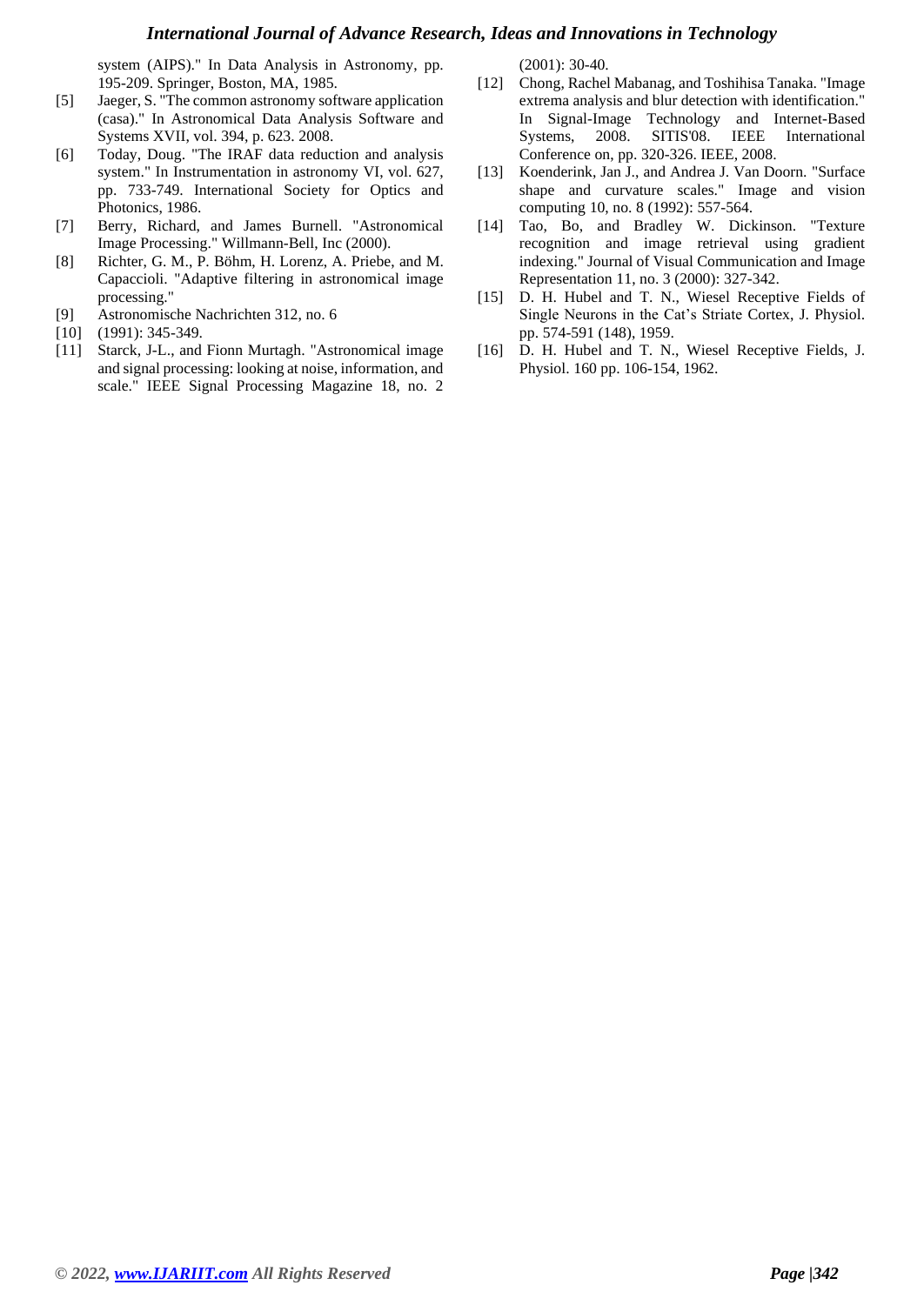system (AIPS)." In Data Analysis in Astronomy, pp. 195-209. Springer, Boston, MA, 1985.

[5] Jaeger, S. "The common astronomy software application (casa)." In Astronomical Data Analysis Software and Systems XVII, vol. 394, p. 623. 2008.

[6] Today, Doug. "The IRAF data reduction and analysis system." In Instrumentation in astronomy VI, vol. 627, pp. 733-749. International Society for Optics and Photonics, 1986.

[7] Berry, Richard, and James Burnell. "Astronomical Image Processing." Willmann-Bell, Inc (2000).

[8] Richter, G. M., P. Böhm, H. Lorenz, A. Priebe, and M. Capaccioli. "Adaptive filtering in astronomical image processing."

[9] Astronomische Nachrichten 312, no. 6

[10] (1991): 345-349.

[11] Starck, J-L., and Fionn Murtagh. "Astronomical image and signal processing: looking at noise, information, and scale." IEEE Signal Processing Magazine 18, no. 2 (2001): 30-40.

[12] Chong, Rachel Mabanag, and Toshihisa Tanaka. "Image extrema analysis and blur detection with identification." In Signal-Image Technology and Internet-Based Systems, 2008. SITIS'08. IEEE International Conference on, pp. 320-326. IEEE, 2008.

[13] Koenderink, Jan J., and Andrea J. Van Doorn. "Surface shape and curvature scales." Image and vision computing 10, no. 8 (1992): 557-564.

[14] Tao, Bo, and Bradley W. Dickinson. "Texture recognition and image retrieval using gradient indexing." Journal of Visual Communication and Image Representation 11, no. 3 (2000): 327-342.

[15] D. H. Hubel and T. N., Wiesel Receptive Fields of Single Neurons in the Cat's Striate Cortex, J. Physiol. pp. 574-591 (148), 1959.

[16] D. H. Hubel and T. N., Wiesel Receptive Fields, J. Physiol. 160 pp. 106-154, 1962.